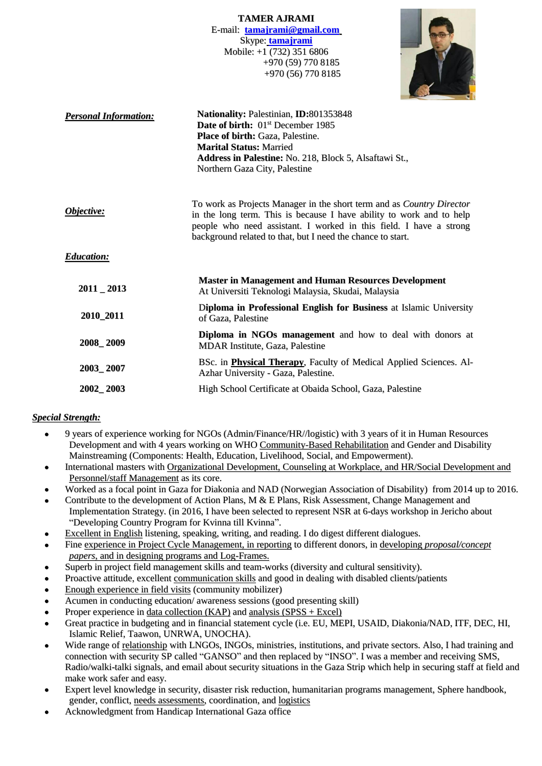**TAMER AJRAMI**
E-mail: **tamajrami@gmail.com**
Skype: **tamajrami**
Mobile: +1 (732) 351 6806
+970 (59) 770 8185
+970 (56) 770 8185

***Personal Information:***

**Nationality:** Palestinian, **ID:**801353848
**Date of birth:** 01st December 1985
**Place of birth:** Gaza, Palestine.
**Marital Status:** Married
**Address in Palestine:** No. 218, Block 5, Alsaftawi St., Northern Gaza City, Palestine

***Objective:***

To work as Projects Manager in the short term and as *Country Director* in the long term. This is because I have ability to work and to help people who need assistant. I worked in this field. I have a strong background related to that, but I need the chance to start.

***Education:***

| | |
|---|---|
| **2011 _ 2013** | **Master in Management and Human Resources Development** At Universiti Teknologi Malaysia, Skudai, Malaysia |
| **2010_2011** | **Diploma in Professional English for Business** at Islamic University of Gaza, Palestine |
| **2008_ 2009** | **Diploma in NGOs management** and how to deal with donors at MDAR Institute, Gaza, Palestine |
| **2003_ 2007** | BSc. in **Physical Therapy**, Faculty of Medical Applied Sciences. Al-Azhar University - Gaza, Palestine. |
| **2002_ 2003** | High School Certificate at Obaida School, Gaza, Palestine |

***Special Strength:***

- 9 years of experience working for NGOs (Admin/Finance/HR//logistic) with 3 years of it in Human Resources Development and with 4 years working on WHO Community-Based Rehabilitation and Gender and Disability Mainstreaming (Components: Health, Education, Livelihood, Social, and Empowerment).
- International masters with Organizational Development, Counseling at Workplace, and HR/Social Development and Personnel/staff Management as its core.
- Worked as a focal point in Gaza for Diakonia and NAD (Norwegian Association of Disability) from 2014 up to 2016.
- Contribute to the development of Action Plans, M & E Plans, Risk Assessment, Change Management and Implementation Strategy. (in 2016, I have been selected to represent NSR at 6-days workshop in Jericho about "Developing Country Program for Kvinna till Kvinna".
- Excellent in English listening, speaking, writing, and reading. I do digest different dialogues.
- Fine experience in Project Cycle Management, in reporting to different donors, in developing *proposal/concept papers*, and in designing programs and Log-Frames.
- Superb in project field management skills and team-works (diversity and cultural sensitivity).
- Proactive attitude, excellent communication skills and good in dealing with disabled clients/patients
- Enough experience in field visits (community mobilizer)
- Acumen in conducting education/ awareness sessions (good presenting skill)
- Proper experience in data collection (KAP) and analysis (SPSS + Excel)
- Great practice in budgeting and in financial statement cycle (i.e. EU, MEPI, USAID, Diakonia/NAD, ITF, DEC, HI, Islamic Relief, Taawon, UNRWA, UNOCHA).
- Wide range of relationship with LNGOs, INGOs, ministries, institutions, and private sectors. Also, I had training and connection with security SP called "GANSO" and then replaced by "INSO". I was a member and receiving SMS, Radio/walki-talki signals, and email about security situations in the Gaza Strip which help in securing staff at field and make work safer and easy.
- Expert level knowledge in security, disaster risk reduction, humanitarian programs management, Sphere handbook, gender, conflict, needs assessments, coordination, and logistics
- Acknowledgment from Handicap International Gaza office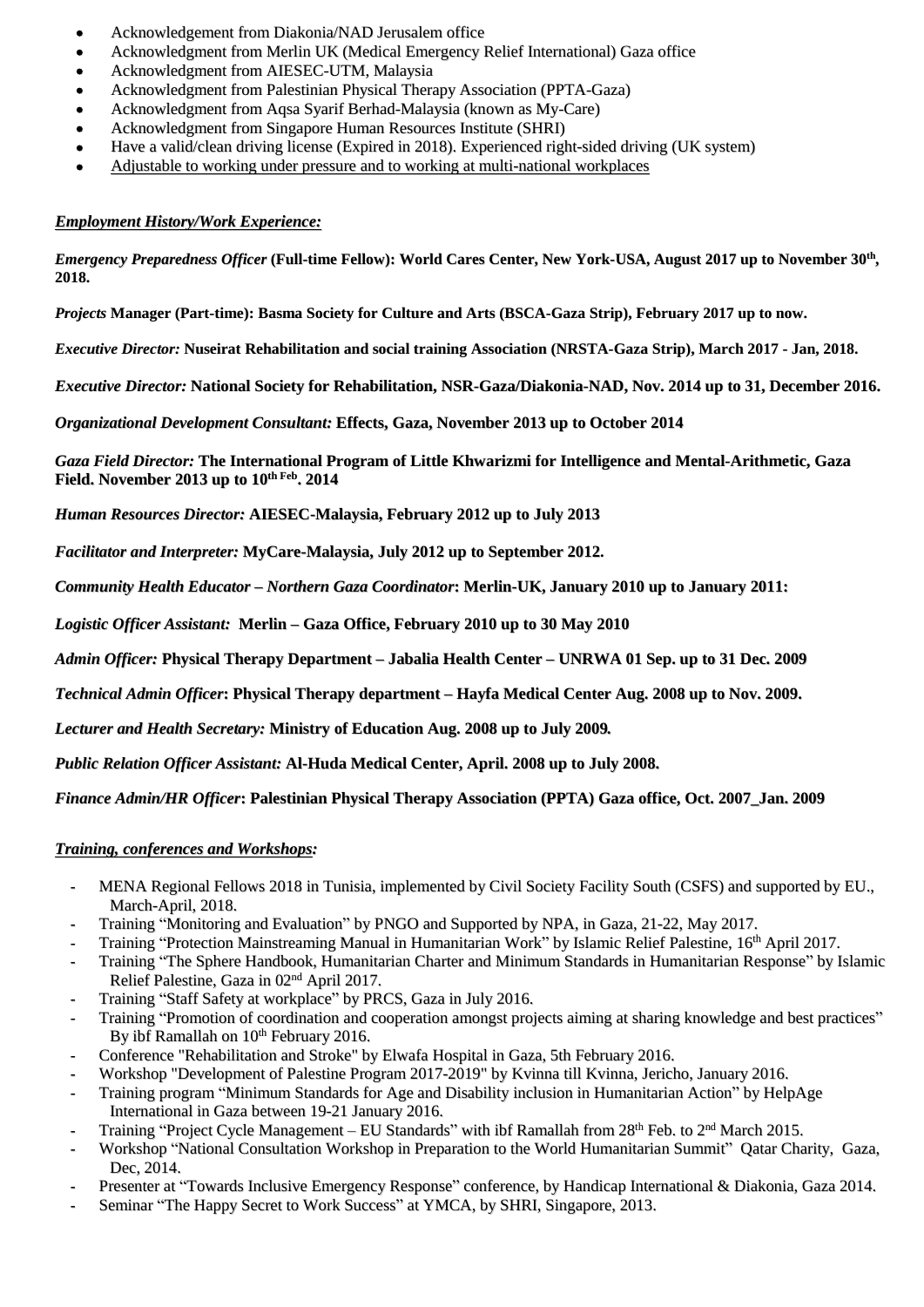- Acknowledgement from Diakonia/NAD Jerusalem office
- Acknowledgment from Merlin UK (Medical Emergency Relief International) Gaza office
- Acknowledgment from AIESEC-UTM, Malaysia
- Acknowledgment from Palestinian Physical Therapy Association (PPTA-Gaza)
- Acknowledgment from Aqsa Syarif Berhad-Malaysia (known as My-Care)
- Acknowledgment from Singapore Human Resources Institute (SHRI)
- Have a valid/clean driving license (Expired in 2018). Experienced right-sided driving (UK system)
- Adjustable to working under pressure and to working at multi-national workplaces

***Employment History/Work Experience:***

***Emergency Preparedness Officer* (Full-time Fellow): World Cares Center, New York-USA, August 2017 up to November 30th, 2018.**

***Projects* Manager (Part-time): Basma Society for Culture and Arts (BSCA-Gaza Strip), February 2017 up to now.**

***Executive Director:* Nuseirat Rehabilitation and social training Association (NRSTA-Gaza Strip), March 2017 - Jan, 2018.**

***Executive Director:* National Society for Rehabilitation, NSR-Gaza/Diakonia-NAD, Nov. 2014 up to 31, December 2016.**

***Organizational Development Consultant:* Effects, Gaza, November 2013 up to October 2014**

***Gaza Field Director:* The International Program of Little Khwarizmi for Intelligence and Mental-Arithmetic, Gaza Field. November 2013 up to 10th Feb. 2014**

***Human Resources Director:* AIESEC-Malaysia, February 2012 up to July 2013**

***Facilitator and Interpreter:* MyCare-Malaysia, July 2012 up to September 2012.**

***Community Health Educator – Northern Gaza Coordinator*: Merlin-UK, January 2010 up to January 2011:**

***Logistic Officer Assistant:* Merlin – Gaza Office, February 2010 up to 30 May 2010**

***Admin Officer:* Physical Therapy Department – Jabalia Health Center – UNRWA 01 Sep. up to 31 Dec. 2009**

***Technical Admin Officer*: Physical Therapy department – Hayfa Medical Center Aug. 2008 up to Nov. 2009.**

***Lecturer and Health Secretary:* Ministry of Education Aug. 2008 up to July 2009.**

***Public Relation Officer Assistant:* Al-Huda Medical Center, April. 2008 up to July 2008.**

***Finance Admin/HR Officer*: Palestinian Physical Therapy Association (PPTA) Gaza office, Oct. 2007_Jan. 2009**

***Training, conferences and Workshops:***

- MENA Regional Fellows 2018 in Tunisia, implemented by Civil Society Facility South (CSFS) and supported by EU., March-April, 2018.
- Training "Monitoring and Evaluation" by PNGO and Supported by NPA, in Gaza, 21-22, May 2017.
- Training "Protection Mainstreaming Manual in Humanitarian Work" by Islamic Relief Palestine, 16th April 2017.
- Training "The Sphere Handbook, Humanitarian Charter and Minimum Standards in Humanitarian Response" by Islamic Relief Palestine, Gaza in 02nd April 2017.
- Training "Staff Safety at workplace" by PRCS, Gaza in July 2016.
- Training "Promotion of coordination and cooperation amongst projects aiming at sharing knowledge and best practices" By ibf Ramallah on 10th February 2016.
- Conference "Rehabilitation and Stroke" by Elwafa Hospital in Gaza, 5th February 2016.
- Workshop "Development of Palestine Program 2017-2019" by Kvinna till Kvinna, Jericho, January 2016.
- Training program "Minimum Standards for Age and Disability inclusion in Humanitarian Action" by HelpAge International in Gaza between 19-21 January 2016.
- Training "Project Cycle Management – EU Standards" with ibf Ramallah from 28th Feb. to 2nd March 2015.
- Workshop "National Consultation Workshop in Preparation to the World Humanitarian Summit" Qatar Charity, Gaza, Dec, 2014.
- Presenter at "Towards Inclusive Emergency Response" conference, by Handicap International & Diakonia, Gaza 2014.
- Seminar "The Happy Secret to Work Success" at YMCA, by SHRI, Singapore, 2013.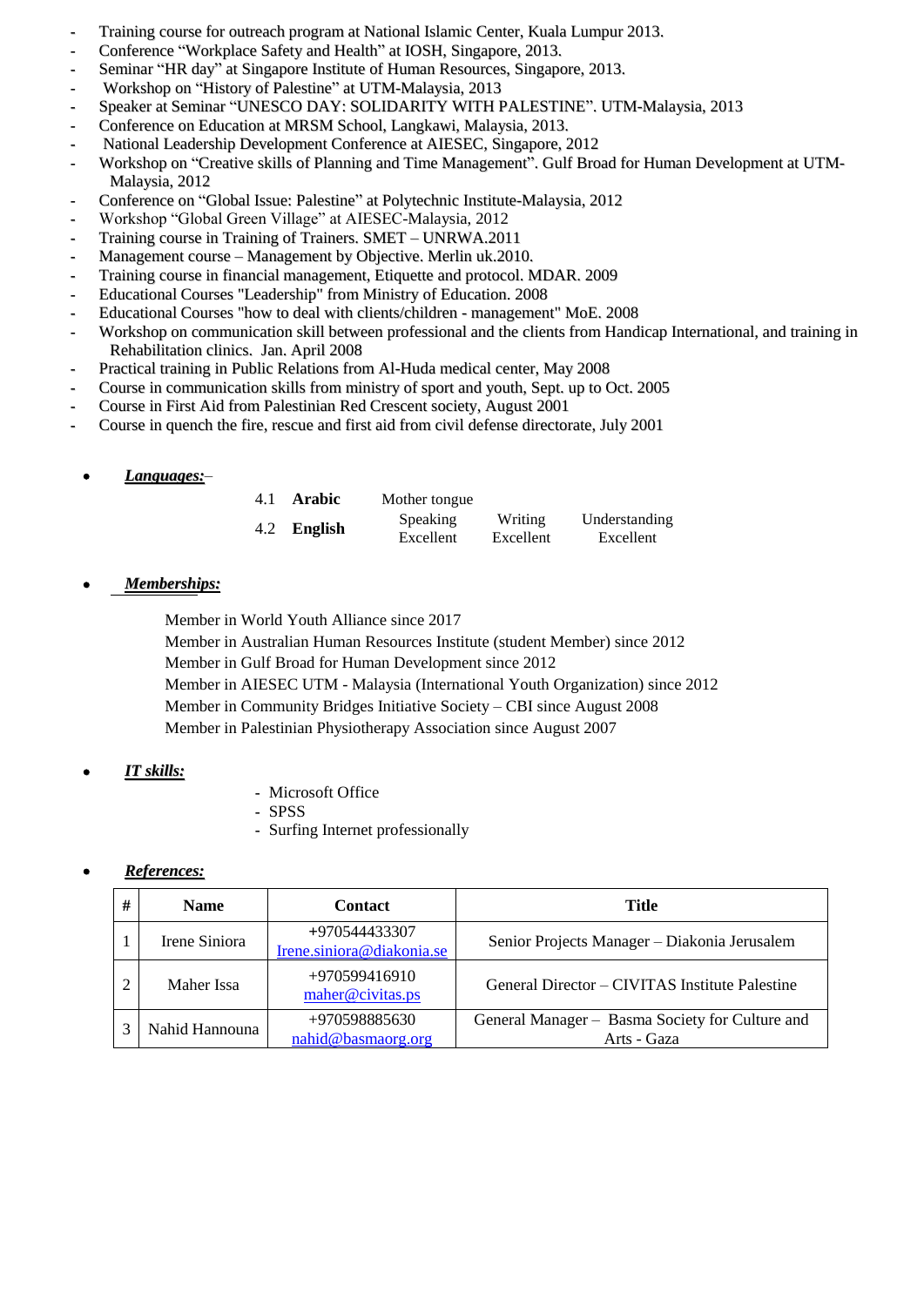- Training course for outreach program at National Islamic Center, Kuala Lumpur 2013.
- Conference "Workplace Safety and Health" at IOSH, Singapore, 2013.
- Seminar "HR day" at Singapore Institute of Human Resources, Singapore, 2013.
- Workshop on "History of Palestine" at UTM-Malaysia, 2013
- Speaker at Seminar "UNESCO DAY: SOLIDARITY WITH PALESTINE". UTM-Malaysia, 2013
- Conference on Education at MRSM School, Langkawi, Malaysia, 2013.
- National Leadership Development Conference at AIESEC, Singapore, 2012
- Workshop on "Creative skills of Planning and Time Management". Gulf Broad for Human Development at UTM-Malaysia, 2012
- Conference on "Global Issue: Palestine" at Polytechnic Institute-Malaysia, 2012
- Workshop "Global Green Village" at AIESEC-Malaysia, 2012
- Training course in Training of Trainers. SMET – UNRWA.2011
- Management course – Management by Objective. Merlin uk.2010.
- Training course in financial management, Etiquette and protocol. MDAR. 2009
- Educational Courses "Leadership" from Ministry of Education. 2008
- Educational Courses "how to deal with clients/children - management" MoE. 2008
- Workshop on communication skill between professional and the clients from Handicap International, and training in Rehabilitation clinics. Jan. April 2008
- Practical training in Public Relations from Al-Huda medical center, May 2008
- Course in communication skills from ministry of sport and youth, Sept. up to Oct. 2005
- Course in First Aid from Palestinian Red Crescent society, August 2001
- Course in quench the fire, rescue and first aid from civil defense directorate, July 2001

- ***Languages:*** –

| | | | | |
|---|---|---|---|---|
| 4.1 | **Arabic** | Mother tongue | | |
| 4.2 | **English** | Speaking Excellent | Writing Excellent | Understanding Excellent |

- ***Memberships:***

  Member in World Youth Alliance since 2017
  Member in Australian Human Resources Institute (student Member) since 2012
  Member in Gulf Broad for Human Development since 2012
  Member in AIESEC UTM - Malaysia (International Youth Organization) since 2012
  Member in Community Bridges Initiative Society – CBI since August 2008
  Member in Palestinian Physiotherapy Association since August 2007

- ***IT skills:***
  - Microsoft Office
  - SPSS
  - Surfing Internet professionally

- ***References:***

| # | Name | Contact | Title |
|---|---|---|---|
| 1 | Irene Siniora | +970544433307 Irene.siniora@diakonia.se | Senior Projects Manager – Diakonia Jerusalem |
| 2 | Maher Issa | +970599416910 maher@civitas.ps | General Director – CIVITAS Institute Palestine |
| 3 | Nahid Hannouna | +970598885630 nahid@basmaorg.org | General Manager – Basma Society for Culture and Arts - Gaza |